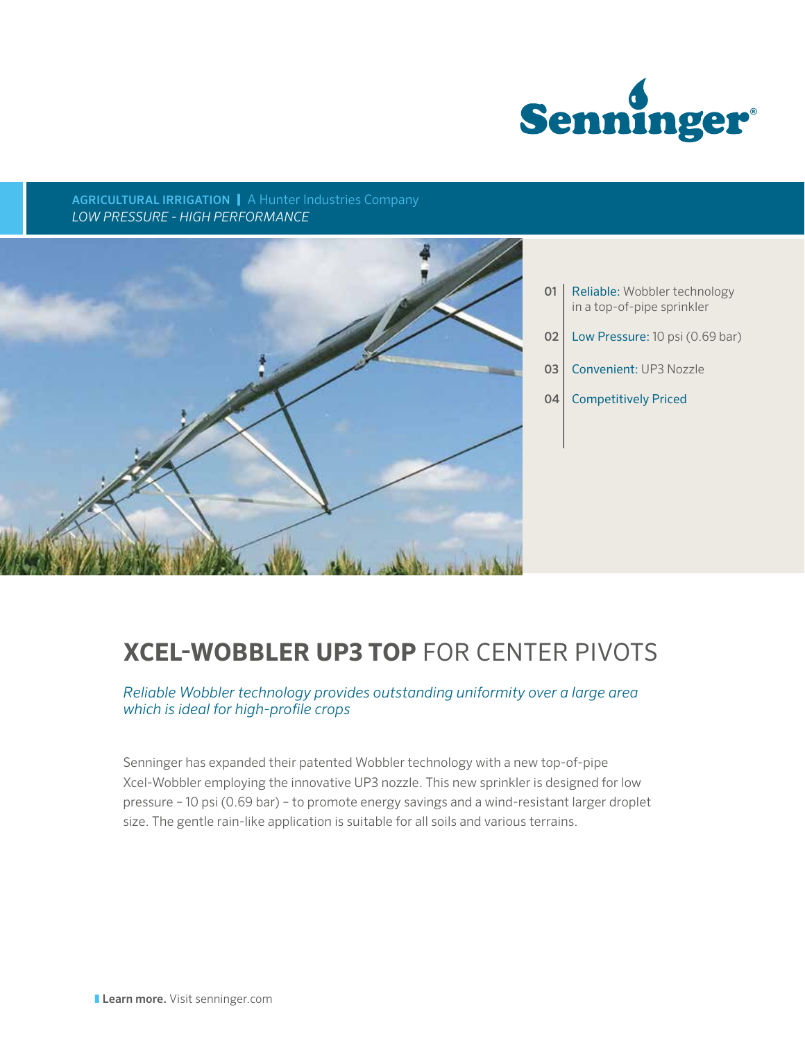Senninger®

**AGRICULTURAL IRRIGATION** | A Hunter Industries Company
*LOW PRESSURE - HIGH PERFORMANCE*

01 | Reliable: Wobbler technology in a top-of-pipe sprinkler

02 | Low Pressure: 10 psi (0.69 bar)

03 | Convenient: UP3 Nozzle

04 | Competitively Priced

# **XCEL-WOBBLER UP3 TOP** FOR CENTER PIVOTS

*Reliable Wobbler technology provides outstanding uniformity over a large area which is ideal for high-profile crops*

Senninger has expanded their patented Wobbler technology with a new top-of-pipe Xcel-Wobbler employing the innovative UP3 nozzle. This new sprinkler is designed for low pressure – 10 psi (0.69 bar) – to promote energy savings and a wind-resistant larger droplet size. The gentle rain-like application is suitable for all soils and various terrains.

**Learn more.** Visit senninger.com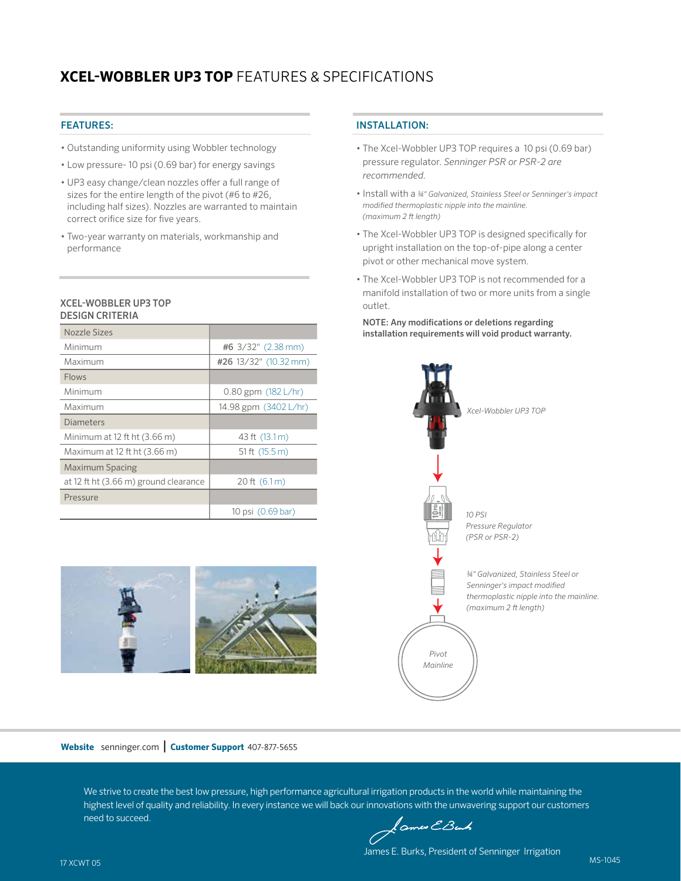# XCEL-WOBBLER UP3 TOP FEATURES & SPECIFICATIONS

## FEATURES:

- Outstanding uniformity using Wobbler technology
- Low pressure- 10 psi (0.69 bar) for energy savings
- UP3 easy change/clean nozzles offer a full range of sizes for the entire length of the pivot (#6 to #26, including half sizes). Nozzles are warranted to maintain correct orifice size for five years.
- Two-year warranty on materials, workmanship and performance

### XCEL-WOBBLER UP3 TOP DESIGN CRITERIA

| | |
|---|---|
| Nozzle Sizes | |
| Minimum | #6 3/32" (2.38 mm) |
| Maximum | #26 13/32" (10.32 mm) |
| Flows | |
| Minimum | 0.80 gpm (182 L/hr) |
| Maximum | 14.98 gpm (3402 L/hr) |
| Diameters | |
| Minimum at 12 ft ht (3.66 m) | 43 ft (13.1 m) |
| Maximum at 12 ft ht (3.66 m) | 51 ft (15.5 m) |
| Maximum Spacing | |
| at 12 ft ht (3.66 m) ground clearance | 20 ft (6.1 m) |
| Pressure | |
| | 10 psi (0.69 bar) |

## INSTALLATION:

- The Xcel-Wobbler UP3 TOP requires a 10 psi (0.69 bar) pressure regulator. *Senninger PSR or PSR-2 are recommended.*
- Install with a *¾" Galvanized, Stainless Steel or Senninger's impact modified thermoplastic nipple into the mainline. (maximum 2 ft length)*
- The Xcel-Wobbler UP3 TOP is designed specifically for upright installation on the top-of-pipe along a center pivot or other mechanical move system.
- The Xcel-Wobbler UP3 TOP is not recommended for a manifold installation of two or more units from a single outlet.

**NOTE: Any modifications or deletions regarding installation requirements will void product warranty.**

*Xcel-Wobbler UP3 TOP*

*10 PSI Pressure Regulator (PSR or PSR-2)*

*¾" Galvanized, Stainless Steel or Senninger's impact modified thermoplastic nipple into the mainline. (maximum 2 ft length)*

*Pivot Mainline*

**Website** senninger.com | **Customer Support** 407-877-5655

We strive to create the best low pressure, high performance agricultural irrigation products in the world while maintaining the highest level of quality and reliability. In every instance we will back our innovations with the unwavering support our customers need to succeed.

James E. Burks, President of Senninger Irrigation

17 XCWT 05

MS-1045